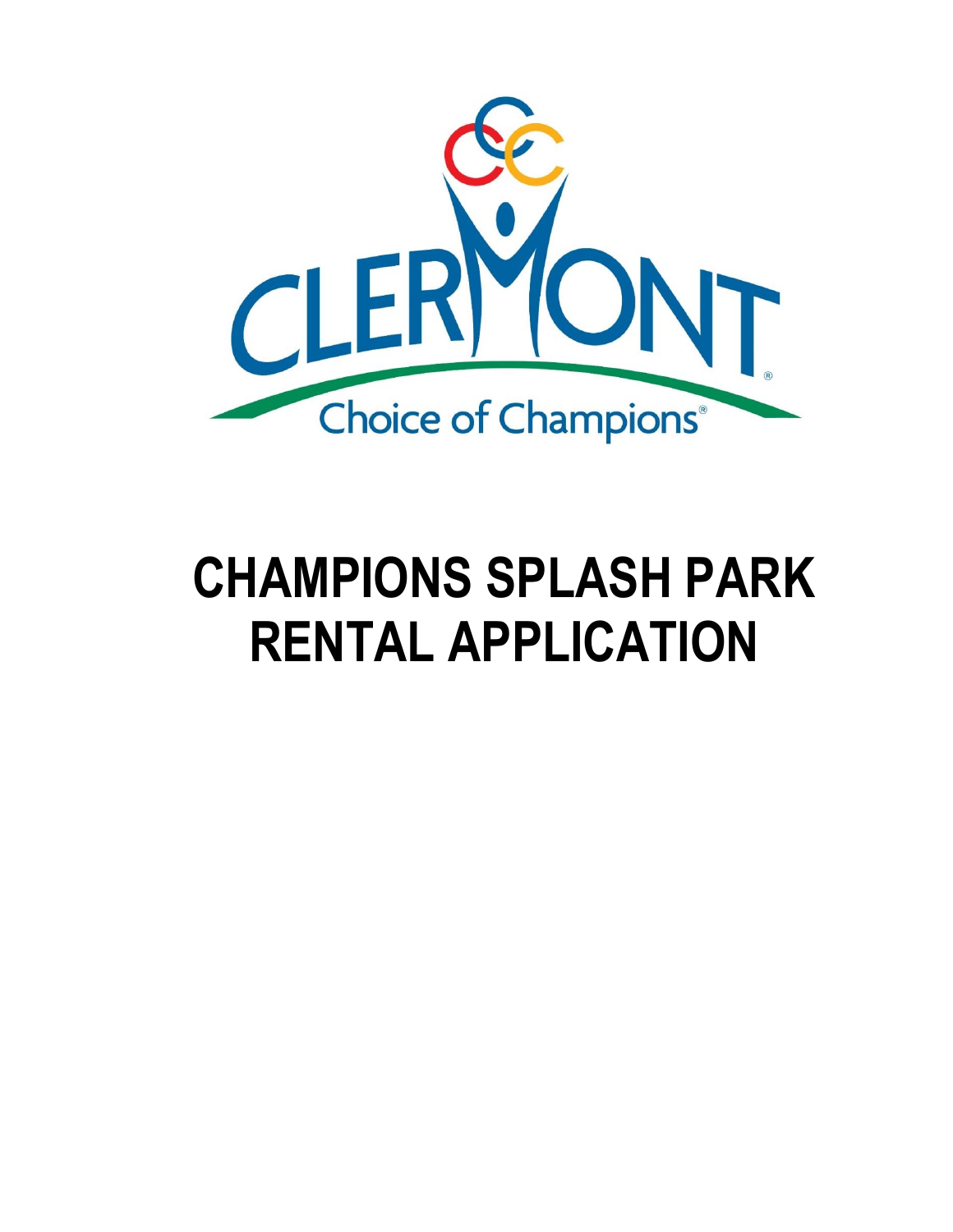CLERMONT

Choice of Champions®

# CHAMPIONS SPLASH PARK RENTAL APPLICATION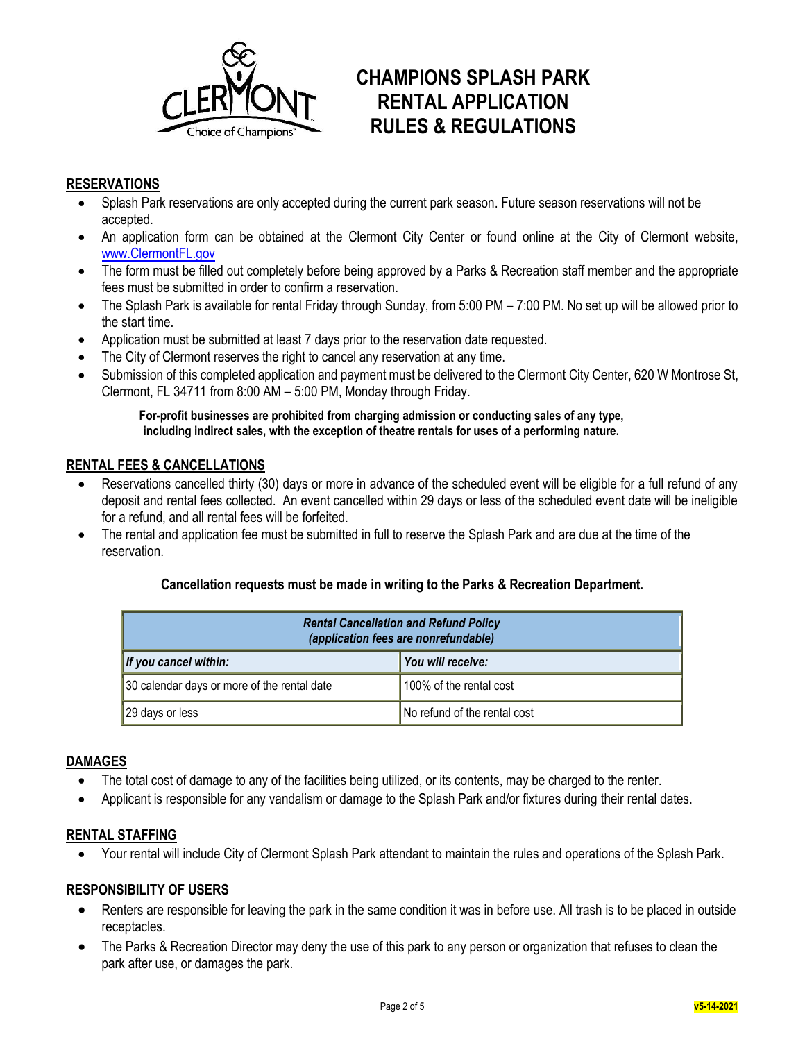# CHAMPIONS SPLASH PARK RENTAL APPLICATION RULES & REGULATIONS

## RESERVATIONS

- Splash Park reservations are only accepted during the current park season. Future season reservations will not be accepted.
- An application form can be obtained at the Clermont City Center or found online at the City of Clermont website, www.ClermontFL.gov
- The form must be filled out completely before being approved by a Parks & Recreation staff member and the appropriate fees must be submitted in order to confirm a reservation.
- The Splash Park is available for rental Friday through Sunday, from 5:00 PM – 7:00 PM. No set up will be allowed prior to the start time.
- Application must be submitted at least 7 days prior to the reservation date requested.
- The City of Clermont reserves the right to cancel any reservation at any time.
- Submission of this completed application and payment must be delivered to the Clermont City Center, 620 W Montrose St, Clermont, FL 34711 from 8:00 AM – 5:00 PM, Monday through Friday.

**For-profit businesses are prohibited from charging admission or conducting sales of any type, including indirect sales, with the exception of theatre rentals for uses of a performing nature.**

## RENTAL FEES & CANCELLATIONS

- Reservations cancelled thirty (30) days or more in advance of the scheduled event will be eligible for a full refund of any deposit and rental fees collected. An event cancelled within 29 days or less of the scheduled event date will be ineligible for a refund, and all rental fees will be forfeited.
- The rental and application fee must be submitted in full to reserve the Splash Park and are due at the time of the reservation.

**Cancellation requests must be made in writing to the Parks & Recreation Department.**

| ***Rental Cancellation and Refund Policy (application fees are nonrefundable)*** | |
|---|---|
| ***If you cancel within:*** | ***You will receive:*** |
| 30 calendar days or more of the rental date | 100% of the rental cost |
| 29 days or less | No refund of the rental cost |

## DAMAGES

- The total cost of damage to any of the facilities being utilized, or its contents, may be charged to the renter.
- Applicant is responsible for any vandalism or damage to the Splash Park and/or fixtures during their rental dates.

## RENTAL STAFFING

- Your rental will include City of Clermont Splash Park attendant to maintain the rules and operations of the Splash Park.

## RESPONSIBILITY OF USERS

- Renters are responsible for leaving the park in the same condition it was in before use. All trash is to be placed in outside receptacles.
- The Parks & Recreation Director may deny the use of this park to any person or organization that refuses to clean the park after use, or damages the park.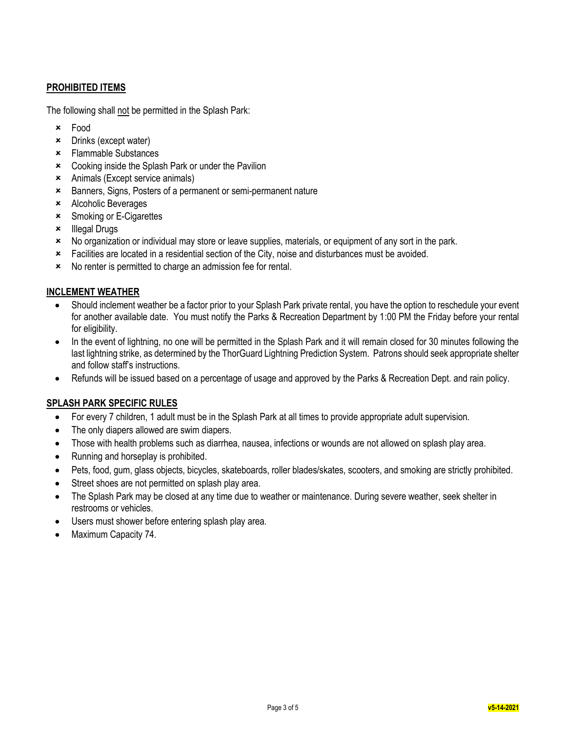## PROHIBITED ITEMS

The following shall not be permitted in the Splash Park:

- Food
- Drinks (except water)
- Flammable Substances
- Cooking inside the Splash Park or under the Pavilion
- Animals (Except service animals)
- Banners, Signs, Posters of a permanent or semi-permanent nature
- Alcoholic Beverages
- Smoking or E-Cigarettes
- Illegal Drugs
- No organization or individual may store or leave supplies, materials, or equipment of any sort in the park.
- Facilities are located in a residential section of the City, noise and disturbances must be avoided.
- No renter is permitted to charge an admission fee for rental.

## INCLEMENT WEATHER

- Should inclement weather be a factor prior to your Splash Park private rental, you have the option to reschedule your event for another available date. You must notify the Parks & Recreation Department by 1:00 PM the Friday before your rental for eligibility.
- In the event of lightning, no one will be permitted in the Splash Park and it will remain closed for 30 minutes following the last lightning strike, as determined by the ThorGuard Lightning Prediction System. Patrons should seek appropriate shelter and follow staff's instructions.
- Refunds will be issued based on a percentage of usage and approved by the Parks & Recreation Dept. and rain policy.

## SPLASH PARK SPECIFIC RULES

- For every 7 children, 1 adult must be in the Splash Park at all times to provide appropriate adult supervision.
- The only diapers allowed are swim diapers.
- Those with health problems such as diarrhea, nausea, infections or wounds are not allowed on splash play area.
- Running and horseplay is prohibited.
- Pets, food, gum, glass objects, bicycles, skateboards, roller blades/skates, scooters, and smoking are strictly prohibited.
- Street shoes are not permitted on splash play area.
- The Splash Park may be closed at any time due to weather or maintenance. During severe weather, seek shelter in restrooms or vehicles.
- Users must shower before entering splash play area.
- Maximum Capacity 74.

v5-14-2021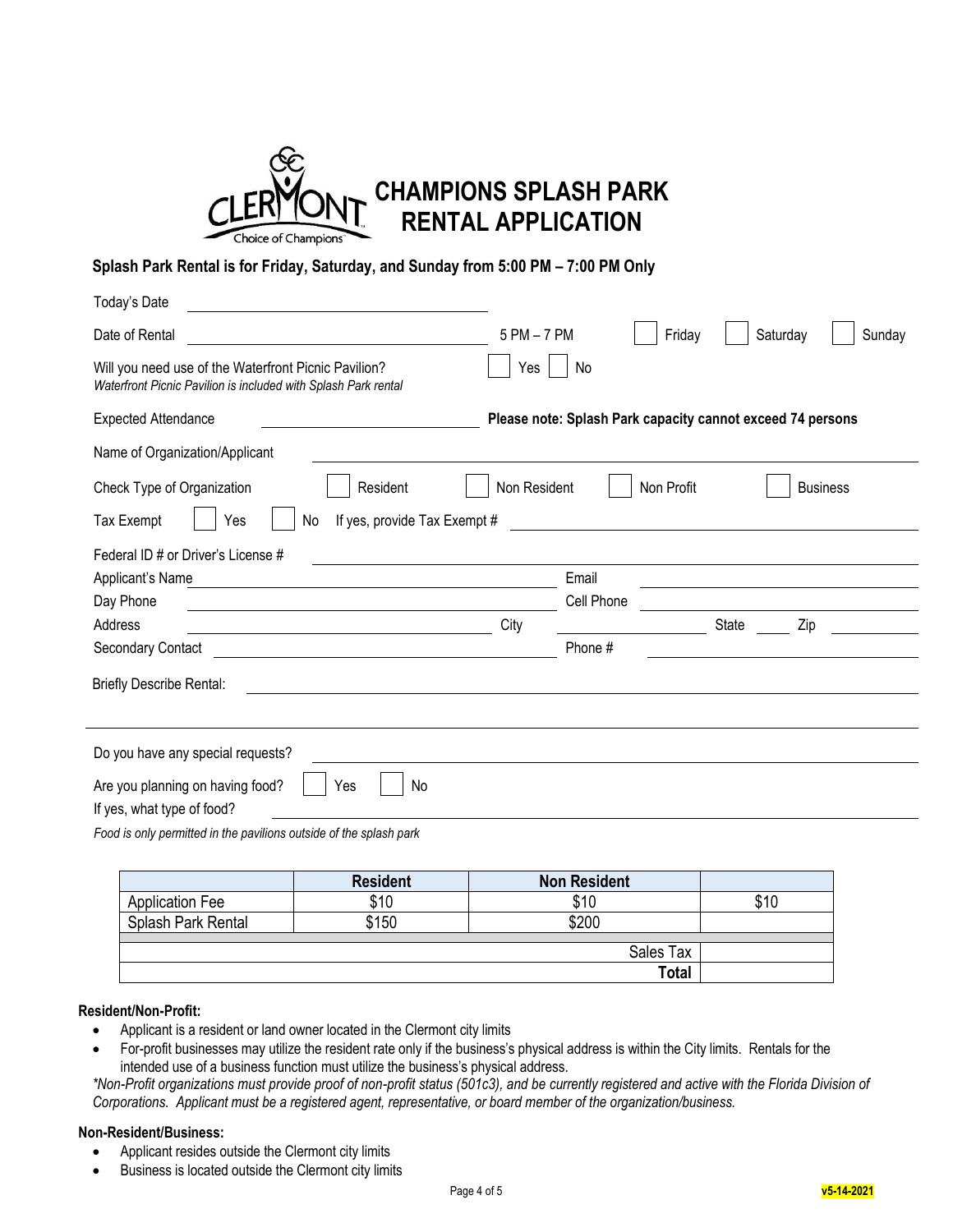# CHAMPIONS SPLASH PARK RENTAL APPLICATION

**Splash Park Rental is for Friday, Saturday, and Sunday from 5:00 PM – 7:00 PM Only**

Today's Date ______________________

Date of Rental ______________________ 5 PM – 7 PM ☐ Friday ☐ Saturday ☐ Sunday

Will you need use of the Waterfront Picnic Pavilion? ☐ Yes ☐ No
*Waterfront Picnic Pavilion is included with Splash Park rental*

Expected Attendance ______________________ **Please note: Splash Park capacity cannot exceed 74 persons**

Name of Organization/Applicant ______________________

Check Type of Organization ☐ Resident ☐ Non Resident ☐ Non Profit ☐ Business

Tax Exempt ☐ Yes ☐ No If yes, provide Tax Exempt # ______________________

Federal ID # or Driver's License # ______________________

Applicant's Name ______________________ Email ______________________

Day Phone ______________________ Cell Phone ______________________

Address ______________________ City ______________ State _____ Zip ________

Secondary Contact ______________________ Phone # ______________________

Briefly Describe Rental: ______________________

Do you have any special requests? ______________________

Are you planning on having food? ☐ Yes ☐ No

If yes, what type of food? ______________________

*Food is only permitted in the pavilions outside of the splash park*

| | Resident | Non Resident | |
|---|---|---|---|
| Application Fee | $10 | $10 | $10 |
| Splash Park Rental | $150 | $200 | |
| | | Sales Tax | |
| | | **Total** | |

**Resident/Non-Profit:**

- Applicant is a resident or land owner located in the Clermont city limits
- For-profit businesses may utilize the resident rate only if the business's physical address is within the City limits. Rentals for the intended use of a business function must utilize the business's physical address.

*\*Non-Profit organizations must provide proof of non-profit status (501c3), and be currently registered and active with the Florida Division of Corporations. Applicant must be a registered agent, representative, or board member of the organization/business.*

**Non-Resident/Business:**

- Applicant resides outside the Clermont city limits
- Business is located outside the Clermont city limits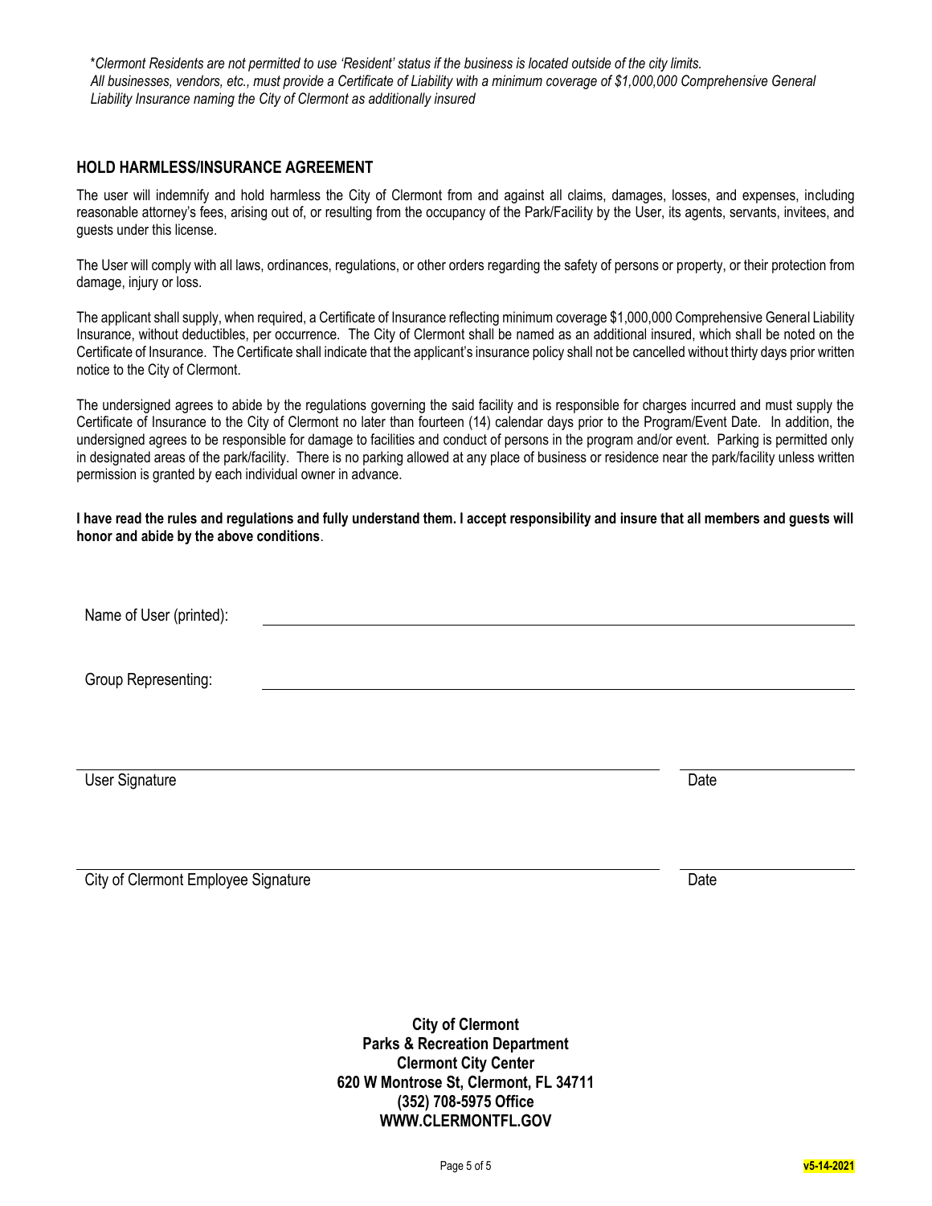*\*Clermont Residents are not permitted to use 'Resident' status if the business is located outside of the city limits.*
*All businesses, vendors, etc., must provide a Certificate of Liability with a minimum coverage of $1,000,000 Comprehensive General Liability Insurance naming the City of Clermont as additionally insured*

## HOLD HARMLESS/INSURANCE AGREEMENT

The user will indemnify and hold harmless the City of Clermont from and against all claims, damages, losses, and expenses, including reasonable attorney's fees, arising out of, or resulting from the occupancy of the Park/Facility by the User, its agents, servants, invitees, and guests under this license.

The User will comply with all laws, ordinances, regulations, or other orders regarding the safety of persons or property, or their protection from damage, injury or loss.

The applicant shall supply, when required, a Certificate of Insurance reflecting minimum coverage $1,000,000 Comprehensive General Liability Insurance, without deductibles, per occurrence. The City of Clermont shall be named as an additional insured, which shall be noted on the Certificate of Insurance. The Certificate shall indicate that the applicant's insurance policy shall not be cancelled without thirty days prior written notice to the City of Clermont.

The undersigned agrees to abide by the regulations governing the said facility and is responsible for charges incurred and must supply the Certificate of Insurance to the City of Clermont no later than fourteen (14) calendar days prior to the Program/Event Date. In addition, the undersigned agrees to be responsible for damage to facilities and conduct of persons in the program and/or event. Parking is permitted only in designated areas of the park/facility. There is no parking allowed at any place of business or residence near the park/facility unless written permission is granted by each individual owner in advance.

**I have read the rules and regulations and fully understand them. I accept responsibility and insure that all members and guests will honor and abide by the above conditions**.

Name of User (printed): ______________________________

Group Representing: ______________________________

______________________________ ______________
User Signature Date

______________________________ ______________
City of Clermont Employee Signature Date

**City of Clermont**
**Parks & Recreation Department**
**Clermont City Center**
**620 W Montrose St, Clermont, FL 34711**
**(352) 708-5975 Office**
**WWW.CLERMONTFL.GOV**

**v5-14-2021**